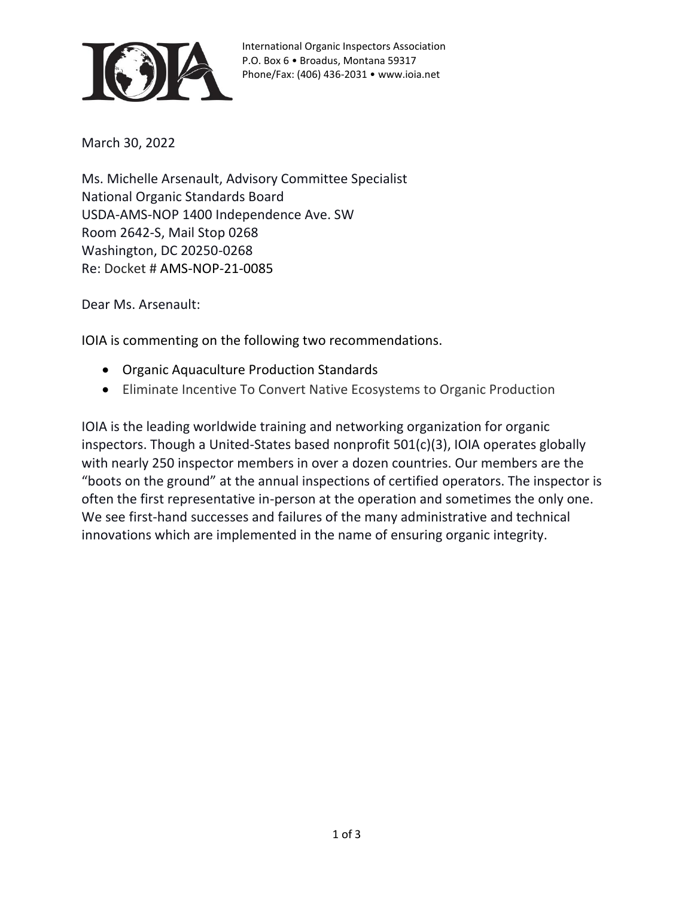International Organic Inspectors Association
P.O. Box 6 • Broadus, Montana 59317
Phone/Fax: (406) 436-2031 • www.ioia.net

March 30, 2022

Ms. Michelle Arsenault, Advisory Committee Specialist
National Organic Standards Board
USDA-AMS-NOP 1400 Independence Ave. SW
Room 2642-S, Mail Stop 0268
Washington, DC 20250-0268
Re: Docket # AMS-NOP-21-0085

Dear Ms. Arsenault:

IOIA is commenting on the following two recommendations.

- Organic Aquaculture Production Standards
- Eliminate Incentive To Convert Native Ecosystems to Organic Production

IOIA is the leading worldwide training and networking organization for organic inspectors. Though a United-States based nonprofit 501(c)(3), IOIA operates globally with nearly 250 inspector members in over a dozen countries. Our members are the "boots on the ground" at the annual inspections of certified operators. The inspector is often the first representative in-person at the operation and sometimes the only one. We see first-hand successes and failures of the many administrative and technical innovations which are implemented in the name of ensuring organic integrity.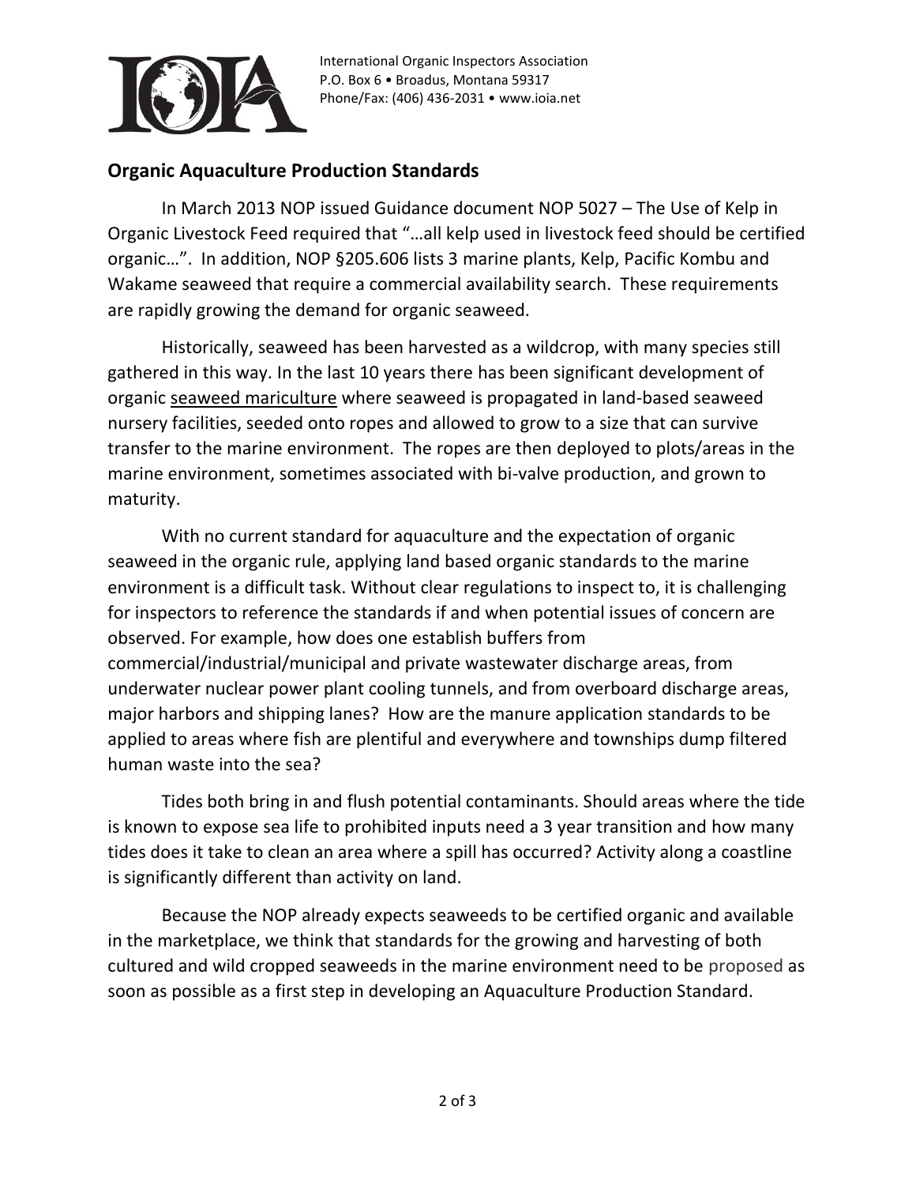International Organic Inspectors Association
P.O. Box 6 • Broadus, Montana 59317
Phone/Fax: (406) 436-2031 • www.ioia.net

## Organic Aquaculture Production Standards

In March 2013 NOP issued Guidance document NOP 5027 – The Use of Kelp in Organic Livestock Feed required that "…all kelp used in livestock feed should be certified organic…". In addition, NOP §205.606 lists 3 marine plants, Kelp, Pacific Kombu and Wakame seaweed that require a commercial availability search. These requirements are rapidly growing the demand for organic seaweed.

Historically, seaweed has been harvested as a wildcrop, with many species still gathered in this way. In the last 10 years there has been significant development of organic seaweed mariculture where seaweed is propagated in land-based seaweed nursery facilities, seeded onto ropes and allowed to grow to a size that can survive transfer to the marine environment. The ropes are then deployed to plots/areas in the marine environment, sometimes associated with bi-valve production, and grown to maturity.

With no current standard for aquaculture and the expectation of organic seaweed in the organic rule, applying land based organic standards to the marine environment is a difficult task. Without clear regulations to inspect to, it is challenging for inspectors to reference the standards if and when potential issues of concern are observed. For example, how does one establish buffers from commercial/industrial/municipal and private wastewater discharge areas, from underwater nuclear power plant cooling tunnels, and from overboard discharge areas, major harbors and shipping lanes? How are the manure application standards to be applied to areas where fish are plentiful and everywhere and townships dump filtered human waste into the sea?

Tides both bring in and flush potential contaminants. Should areas where the tide is known to expose sea life to prohibited inputs need a 3 year transition and how many tides does it take to clean an area where a spill has occurred? Activity along a coastline is significantly different than activity on land.

Because the NOP already expects seaweeds to be certified organic and available in the marketplace, we think that standards for the growing and harvesting of both cultured and wild cropped seaweeds in the marine environment need to be proposed as soon as possible as a first step in developing an Aquaculture Production Standard.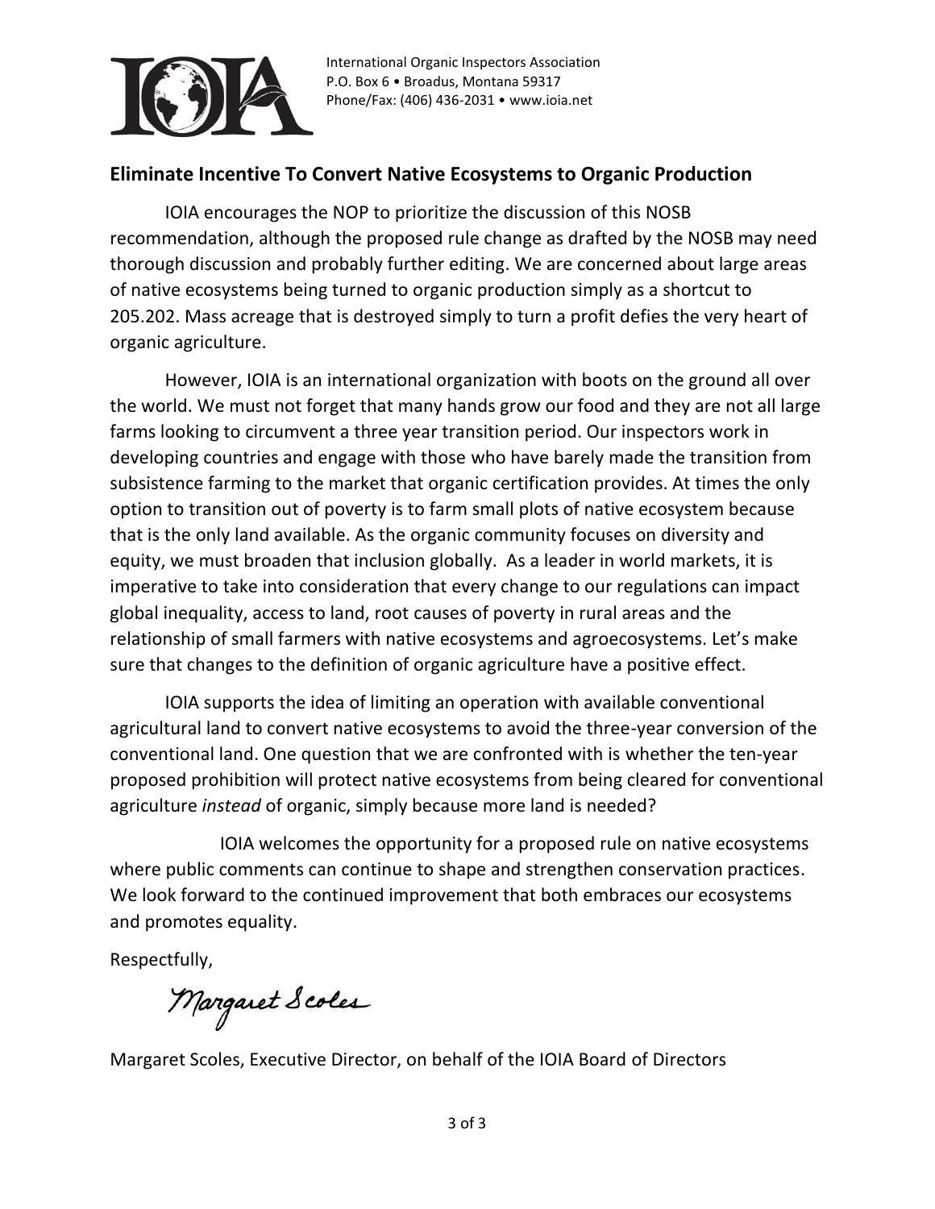International Organic Inspectors Association
P.O. Box 6 • Broadus, Montana 59317
Phone/Fax: (406) 436-2031 • www.ioia.net

## Eliminate Incentive To Convert Native Ecosystems to Organic Production

IOIA encourages the NOP to prioritize the discussion of this NOSB recommendation, although the proposed rule change as drafted by the NOSB may need thorough discussion and probably further editing. We are concerned about large areas of native ecosystems being turned to organic production simply as a shortcut to 205.202. Mass acreage that is destroyed simply to turn a profit defies the very heart of organic agriculture.

However, IOIA is an international organization with boots on the ground all over the world. We must not forget that many hands grow our food and they are not all large farms looking to circumvent a three year transition period. Our inspectors work in developing countries and engage with those who have barely made the transition from subsistence farming to the market that organic certification provides. At times the only option to transition out of poverty is to farm small plots of native ecosystem because that is the only land available. As the organic community focuses on diversity and equity, we must broaden that inclusion globally. As a leader in world markets, it is imperative to take into consideration that every change to our regulations can impact global inequality, access to land, root causes of poverty in rural areas and the relationship of small farmers with native ecosystems and agroecosystems. Let's make sure that changes to the definition of organic agriculture have a positive effect.

IOIA supports the idea of limiting an operation with available conventional agricultural land to convert native ecosystems to avoid the three-year conversion of the conventional land. One question that we are confronted with is whether the ten-year proposed prohibition will protect native ecosystems from being cleared for conventional agriculture *instead* of organic, simply because more land is needed?

IOIA welcomes the opportunity for a proposed rule on native ecosystems where public comments can continue to shape and strengthen conservation practices. We look forward to the continued improvement that both embraces our ecosystems and promotes equality.

Respectfully,

Margaret Scoles

Margaret Scoles, Executive Director, on behalf of the IOIA Board of Directors